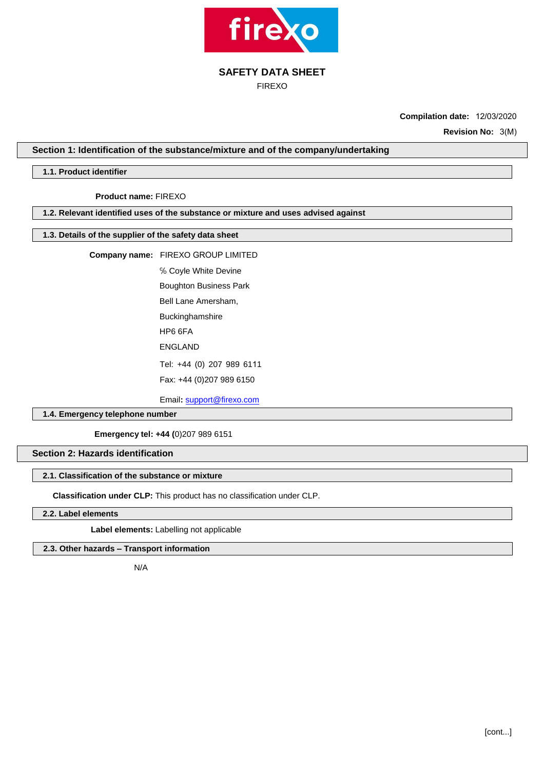# SAFETY DATA SHEET

FIREXO

**Compilation date:** 12/03/2020

**Revision No:** 3(M)

## Section 1: Identification of the substance/mixture and of the company/undertaking

### 1.1. Product identifier

**Product name:** FIREXO

### 1.2. Relevant identified uses of the substance or mixture and uses advised against

### 1.3. Details of the supplier of the safety data sheet

**Company name:** FIREXO GROUP LIMITED

% Coyle White Devine

Boughton Business Park

Bell Lane Amersham,

Buckinghamshire

HP6 6FA

ENGLAND

Tel: +44 (0) 207 989 6111

Fax: +44 (0)207 989 6150

Email: support@firexo.com

### 1.4. Emergency telephone number

**Emergency tel: +44 (**0)207 989 6151

## Section 2: Hazards identification

### 2.1. Classification of the substance or mixture

**Classification under CLP:** This product has no classification under CLP.

### 2.2. Label elements

**Label elements:** Labelling not applicable

### 2.3. Other hazards – Transport information

N/A

[cont...]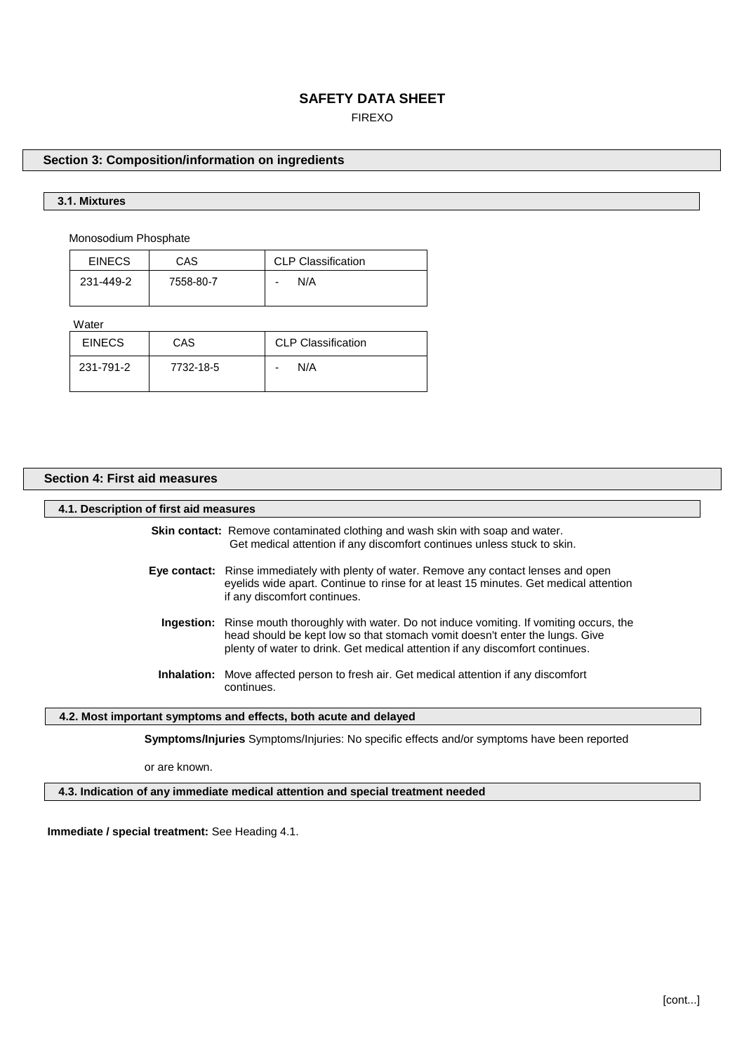# SAFETY DATA SHEET

FIREXO

## Section 3: Composition/information on ingredients

### 3.1. Mixtures

Monosodium Phosphate

| EINECS | CAS | CLP Classification |
|---|---|---|
| 231-449-2 | 7558-80-7 | - N/A |

Water

| EINECS | CAS | CLP Classification |
|---|---|---|
| 231-791-2 | 7732-18-5 | - N/A |

## Section 4: First aid measures

### 4.1. Description of first aid measures

**Skin contact:** Remove contaminated clothing and wash skin with soap and water. Get medical attention if any discomfort continues unless stuck to skin.

**Eye contact:** Rinse immediately with plenty of water. Remove any contact lenses and open eyelids wide apart. Continue to rinse for at least 15 minutes. Get medical attention if any discomfort continues.

**Ingestion:** Rinse mouth thoroughly with water. Do not induce vomiting. If vomiting occurs, the head should be kept low so that stomach vomit doesn't enter the lungs. Give plenty of water to drink. Get medical attention if any discomfort continues.

**Inhalation:** Move affected person to fresh air. Get medical attention if any discomfort continues.

### 4.2. Most important symptoms and effects, both acute and delayed

**Symptoms/Injuries** Symptoms/Injuries: No specific effects and/or symptoms have been reported

or are known.

### 4.3. Indication of any immediate medical attention and special treatment needed

**Immediate / special treatment:** See Heading 4.1.

[cont...]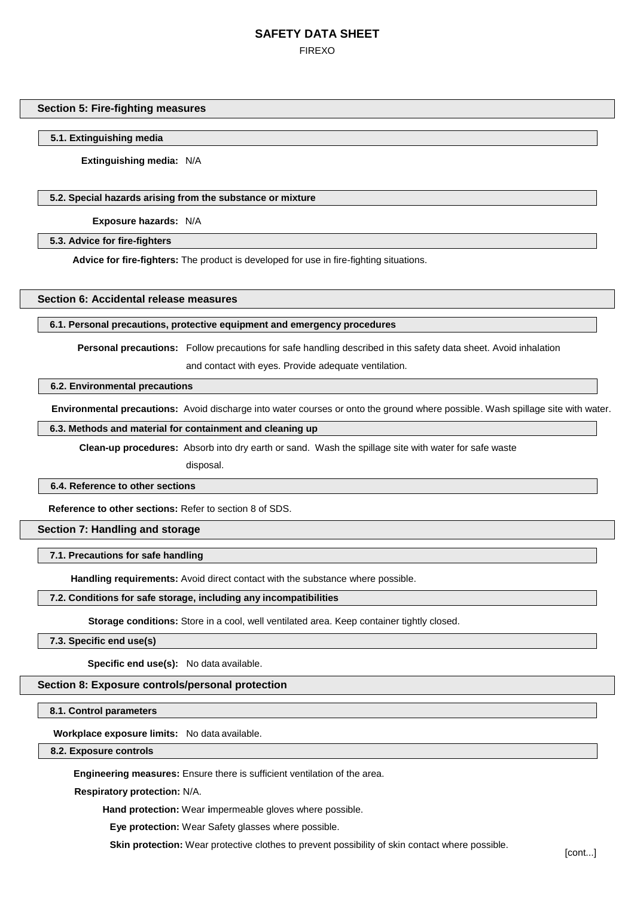## Section 5: Fire-fighting measures

### 5.1. Extinguishing media

**Extinguishing media:** N/A

### 5.2. Special hazards arising from the substance or mixture

**Exposure hazards:** N/A

### 5.3. Advice for fire-fighters

**Advice for fire-fighters:** The product is developed for use in fire-fighting situations.

## Section 6: Accidental release measures

### 6.1. Personal precautions, protective equipment and emergency procedures

**Personal precautions:** Follow precautions for safe handling described in this safety data sheet. Avoid inhalation and contact with eyes. Provide adequate ventilation.

### 6.2. Environmental precautions

**Environmental precautions:** Avoid discharge into water courses or onto the ground where possible. Wash spillage site with water.

### 6.3. Methods and material for containment and cleaning up

**Clean-up procedures:** Absorb into dry earth or sand. Wash the spillage site with water for safe waste disposal.

### 6.4. Reference to other sections

**Reference to other sections:** Refer to section 8 of SDS.

## Section 7: Handling and storage

### 7.1. Precautions for safe handling

**Handling requirements:** Avoid direct contact with the substance where possible.

### 7.2. Conditions for safe storage, including any incompatibilities

**Storage conditions:** Store in a cool, well ventilated area. Keep container tightly closed.

### 7.3. Specific end use(s)

**Specific end use(s):** No data available.

## Section 8: Exposure controls/personal protection

### 8.1. Control parameters

**Workplace exposure limits:** No data available.

### 8.2. Exposure controls

**Engineering measures:** Ensure there is sufficient ventilation of the area.

**Respiratory protection:** N/A.

**Hand protection:** Wear impermeable gloves where possible.

**Eye protection:** Wear Safety glasses where possible.

**Skin protection:** Wear protective clothes to prevent possibility of skin contact where possible.

[cont...]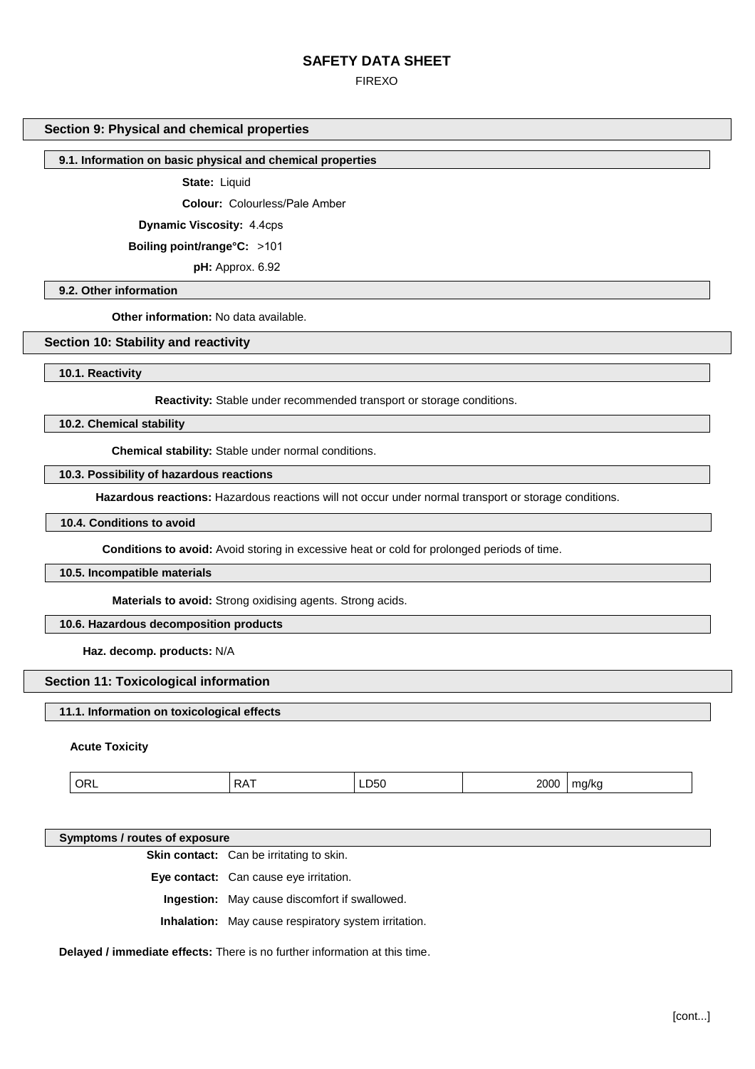## Section 9: Physical and chemical properties

### 9.1. Information on basic physical and chemical properties

**State:** Liquid

**Colour:** Colourless/Pale Amber

**Dynamic Viscosity:** 4.4cps

**Boiling point/range°C:** >101

**pH:** Approx. 6.92

### 9.2. Other information

**Other information:** No data available.

## Section 10: Stability and reactivity

### 10.1. Reactivity

**Reactivity:** Stable under recommended transport or storage conditions.

### 10.2. Chemical stability

**Chemical stability:** Stable under normal conditions.

### 10.3. Possibility of hazardous reactions

**Hazardous reactions:** Hazardous reactions will not occur under normal transport or storage conditions.

### 10.4. Conditions to avoid

**Conditions to avoid:** Avoid storing in excessive heat or cold for prolonged periods of time.

### 10.5. Incompatible materials

**Materials to avoid:** Strong oxidising agents. Strong acids.

### 10.6. Hazardous decomposition products

**Haz. decomp. products:** N/A

## Section 11: Toxicological information

### 11.1. Information on toxicological effects

**Acute Toxicity**

| | | | | |
|---|---|---|---|---|
| ORL | RAT | LD50 | 2000 | mg/kg |

### Symptoms / routes of exposure

**Skin contact:** Can be irritating to skin.

**Eye contact:** Can cause eye irritation.

**Ingestion:** May cause discomfort if swallowed.

**Inhalation:** May cause respiratory system irritation.

**Delayed / immediate effects:** There is no further information at this time.

[cont...]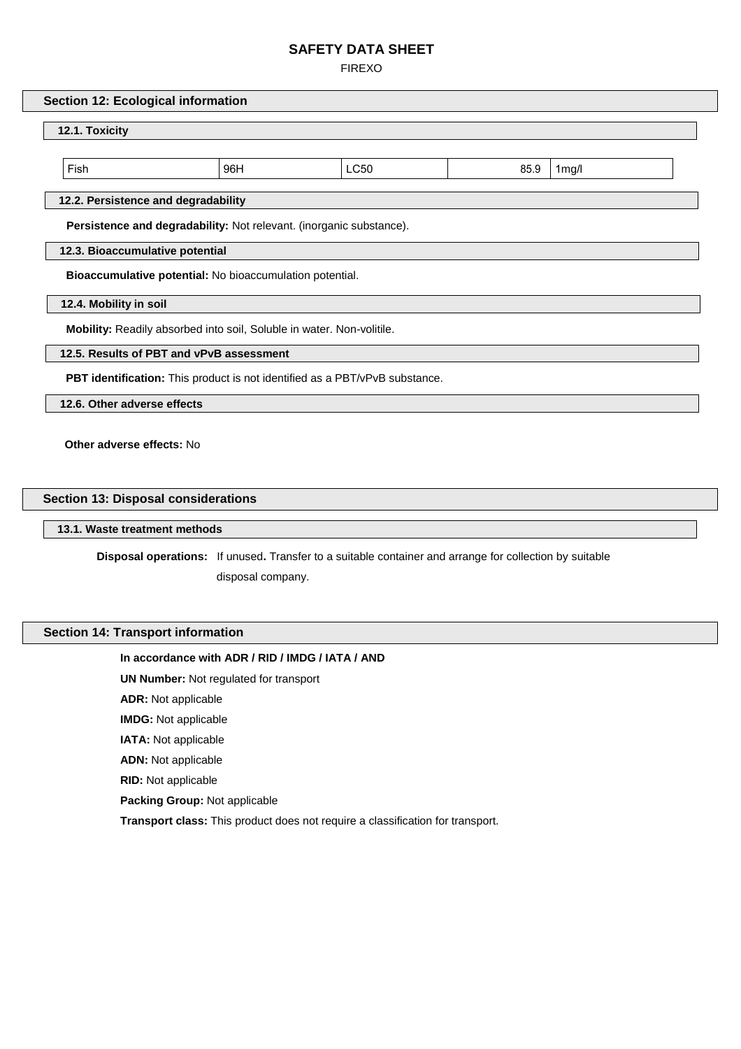# SAFETY DATA SHEET

FIREXO

## Section 12: Ecological information

### 12.1. Toxicity

| Fish | 96H | LC50 | 85.9 | 1mg/l |
|---|---|---|---|---|

### 12.2. Persistence and degradability

**Persistence and degradability:** Not relevant. (inorganic substance).

### 12.3. Bioaccumulative potential

**Bioaccumulative potential:** No bioaccumulation potential.

### 12.4. Mobility in soil

**Mobility:** Readily absorbed into soil, Soluble in water. Non-volitile.

### 12.5. Results of PBT and vPvB assessment

**PBT identification:** This product is not identified as a PBT/vPvB substance.

### 12.6. Other adverse effects

**Other adverse effects:** No

## Section 13: Disposal considerations

### 13.1. Waste treatment methods

**Disposal operations:** If unused**.** Transfer to a suitable container and arrange for collection by suitable disposal company.

## Section 14: Transport information

**In accordance with ADR / RID / IMDG / IATA / AND**

**UN Number:** Not regulated for transport

**ADR:** Not applicable

**IMDG:** Not applicable

**IATA:** Not applicable

**ADN:** Not applicable

**RID:** Not applicable

**Packing Group:** Not applicable

**Transport class:** This product does not require a classification for transport.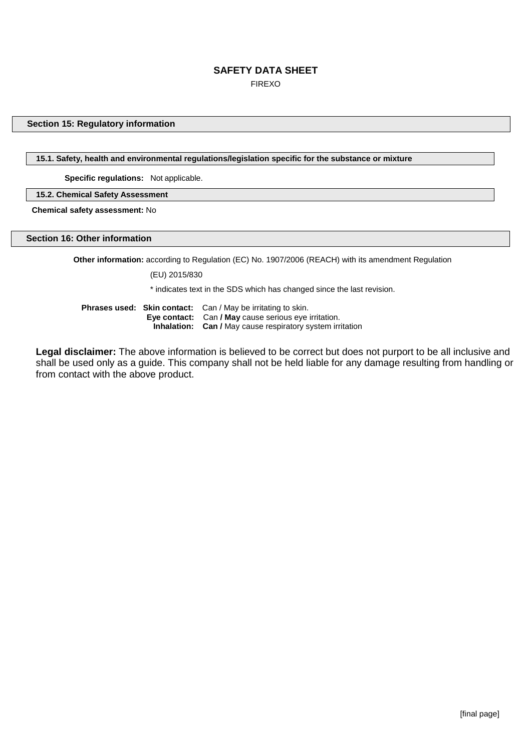# SAFETY DATA SHEET

FIREXO

## Section 15: Regulatory information

### 15.1. Safety, health and environmental regulations/legislation specific for the substance or mixture

**Specific regulations:** Not applicable.

### 15.2. Chemical Safety Assessment

**Chemical safety assessment:** No

## Section 16: Other information

**Other information:** according to Regulation (EC) No. 1907/2006 (REACH) with its amendment Regulation (EU) 2015/830

* indicates text in the SDS which has changed since the last revision.

**Phrases used:**
**Skin contact:** Can / May be irritating to skin.
**Eye contact:** Can **/ May** cause serious eye irritation.
**Inhalation:** **Can /** May cause respiratory system irritation

**Legal disclaimer:** The above information is believed to be correct but does not purport to be all inclusive and shall be used only as a guide. This company shall not be held liable for any damage resulting from handling or from contact with the above product.

[final page]